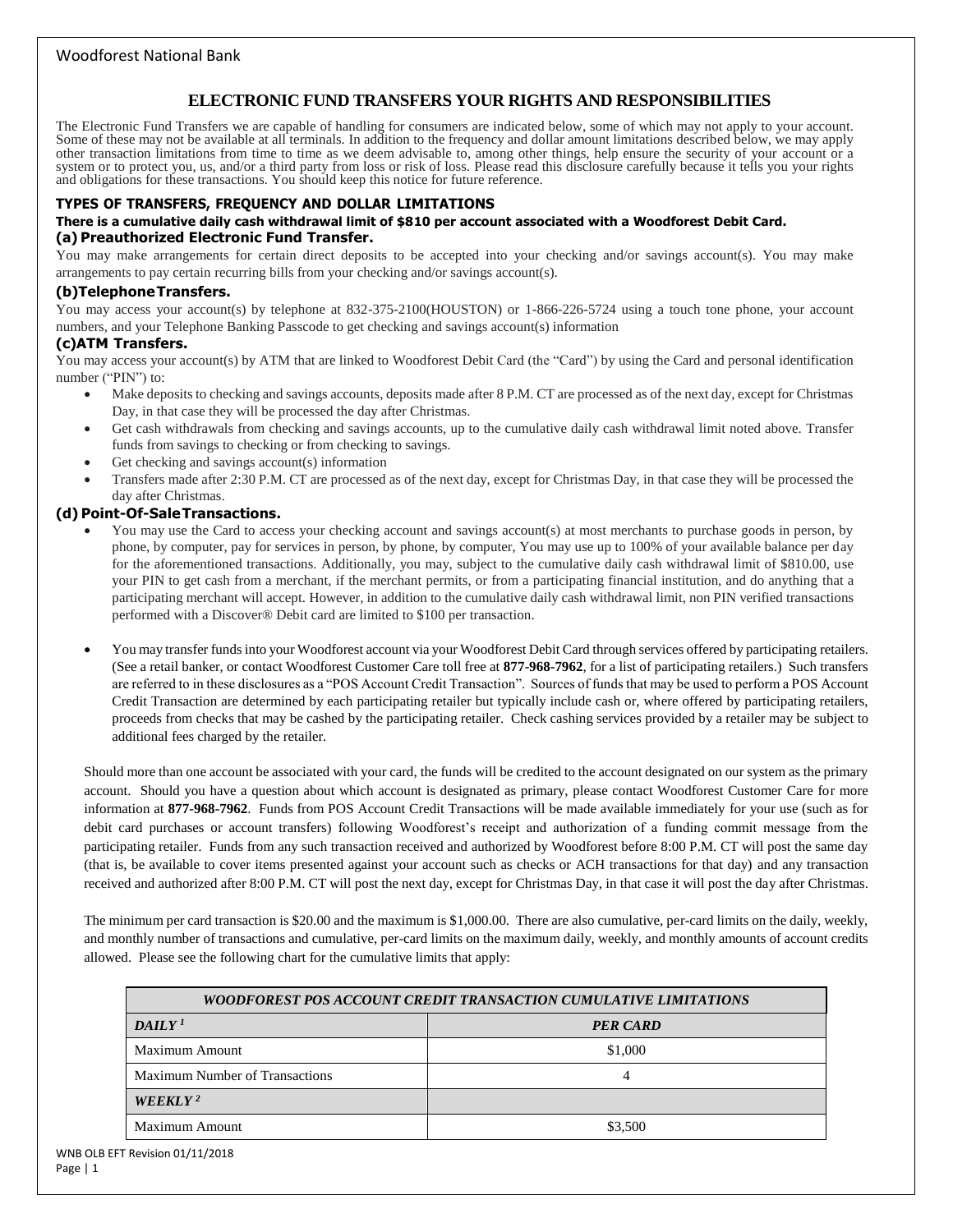# ELECTRONIC FUND TRANSFERS YOUR RIGHTS AND RESPONSIBILITIES

The Electronic Fund Transfers we are capable of handling for consumers are indicated below, some of which may not apply to your account. Some of these may not be available at all terminals. In addition to the frequency and dollar amount limitations described below, we may apply other transaction limitations from time to time as we deem advisable to, among other things, help ensure the security of your account or a system or to protect you, us, and/or a third party from loss or risk of loss. Please read this disclosure carefully because it tells you your rights and obligations for these transactions. You should keep this notice for future reference.

## TYPES OF TRANSFERS, FREQUENCY AND DOLLAR LIMITATIONS

**There is a cumulative daily cash withdrawal limit of $810 per account associated with a Woodforest Debit Card.**

### (a) Preauthorized Electronic Fund Transfer.

You may make arrangements for certain direct deposits to be accepted into your checking and/or savings account(s). You may make arrangements to pay certain recurring bills from your checking and/or savings account(s).

### (b) Telephone Transfers.

You may access your account(s) by telephone at 832-375-2100(HOUSTON) or 1-866-226-5724 using a touch tone phone, your account numbers, and your Telephone Banking Passcode to get checking and savings account(s) information

### (c) ATM Transfers.

You may access your account(s) by ATM that are linked to Woodforest Debit Card (the "Card") by using the Card and personal identification number ("PIN") to:

- Make deposits to checking and savings accounts, deposits made after 8 P.M. CT are processed as of the next day, except for Christmas Day, in that case they will be processed the day after Christmas.
- Get cash withdrawals from checking and savings accounts, up to the cumulative daily cash withdrawal limit noted above. Transfer funds from savings to checking or from checking to savings.
- Get checking and savings account(s) information
- Transfers made after 2:30 P.M. CT are processed as of the next day, except for Christmas Day, in that case they will be processed the day after Christmas.

### (d) Point-Of-Sale Transactions.

- You may use the Card to access your checking account and savings account(s) at most merchants to purchase goods in person, by phone, by computer, pay for services in person, by phone, by computer, You may use up to 100% of your available balance per day for the aforementioned transactions. Additionally, you may, subject to the cumulative daily cash withdrawal limit of $810.00, use your PIN to get cash from a merchant, if the merchant permits, or from a participating financial institution, and do anything that a participating merchant will accept. However, in addition to the cumulative daily cash withdrawal limit, non PIN verified transactions performed with a Discover® Debit card are limited to $100 per transaction.

- You may transfer funds into your Woodforest account via your Woodforest Debit Card through services offered by participating retailers. (See a retail banker, or contact Woodforest Customer Care toll free at **877-968-7962**, for a list of participating retailers.) Such transfers are referred to in these disclosures as a "POS Account Credit Transaction". Sources of funds that may be used to perform a POS Account Credit Transaction are determined by each participating retailer but typically include cash or, where offered by participating retailers, proceeds from checks that may be cashed by the participating retailer. Check cashing services provided by a retailer may be subject to additional fees charged by the retailer.

Should more than one account be associated with your card, the funds will be credited to the account designated on our system as the primary account. Should you have a question about which account is designated as primary, please contact Woodforest Customer Care for more information at **877-968-7962**. Funds from POS Account Credit Transactions will be made available immediately for your use (such as for debit card purchases or account transfers) following Woodforest's receipt and authorization of a funding commit message from the participating retailer. Funds from any such transaction received and authorized by Woodforest before 8:00 P.M. CT will post the same day (that is, be available to cover items presented against your account such as checks or ACH transactions for that day) and any transaction received and authorized after 8:00 P.M. CT will post the next day, except for Christmas Day, in that case it will post the day after Christmas.

The minimum per card transaction is $20.00 and the maximum is $1,000.00. There are also cumulative, per-card limits on the daily, weekly, and monthly number of transactions and cumulative, per-card limits on the maximum daily, weekly, and monthly amounts of account credits allowed. Please see the following chart for the cumulative limits that apply:

| *WOODFOREST POS ACCOUNT CREDIT TRANSACTION CUMULATIVE LIMITATIONS* | |
|---|---|
| ***DAILY [1]*** | ***PER CARD*** |
| Maximum Amount | $1,000 |
| Maximum Number of Transactions | 4 |
| ***WEEKLY [2]*** | |
| Maximum Amount | $3,500 |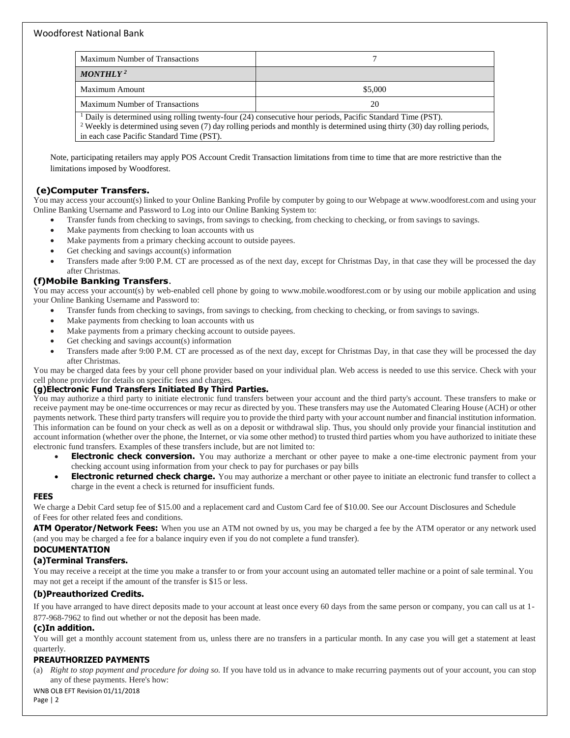| | |
|---|---|
| Maximum Number of Transactions | 7 |
| ***MONTHLY*** [2] | |
| Maximum Amount | $5,000 |
| Maximum Number of Transactions | 20 |

[1] Daily is determined using rolling twenty-four (24) consecutive hour periods, Pacific Standard Time (PST).
[2] Weekly is determined using seven (7) day rolling periods and monthly is determined using thirty (30) day rolling periods, in each case Pacific Standard Time (PST).

Note, participating retailers may apply POS Account Credit Transaction limitations from time to time that are more restrictive than the limitations imposed by Woodforest.

### (e)Computer Transfers.

You may access your account(s) linked to your Online Banking Profile by computer by going to our Webpage at www.woodforest.com and using your Online Banking Username and Password to Log into our Online Banking System to:

- Transfer funds from checking to savings, from savings to checking, from checking to checking, or from savings to savings.
- Make payments from checking to loan accounts with us
- Make payments from a primary checking account to outside payees.
- Get checking and savings account(s) information
- Transfers made after 9:00 P.M. CT are processed as of the next day, except for Christmas Day, in that case they will be processed the day after Christmas.

### (f)Mobile Banking Transfers.

You may access your account(s) by web-enabled cell phone by going to www.mobile.woodforest.com or by using our mobile application and using your Online Banking Username and Password to:

- Transfer funds from checking to savings, from savings to checking, from checking to checking, or from savings to savings.
- Make payments from checking to loan accounts with us
- Make payments from a primary checking account to outside payees.
- Get checking and savings account(s) information
- Transfers made after 9:00 P.M. CT are processed as of the next day, except for Christmas Day, in that case they will be processed the day after Christmas.

You may be charged data fees by your cell phone provider based on your individual plan. Web access is needed to use this service. Check with your cell phone provider for details on specific fees and charges.

### (g)Electronic Fund Transfers Initiated By Third Parties.

You may authorize a third party to initiate electronic fund transfers between your account and the third party's account. These transfers to make or receive payment may be one-time occurrences or may recur as directed by you. These transfers may use the Automated Clearing House (ACH) or other payments network. These third party transfers will require you to provide the third party with your account number and financial institution information. This information can be found on your check as well as on a deposit or withdrawal slip. Thus, you should only provide your financial institution and account information (whether over the phone, the Internet, or via some other method) to trusted third parties whom you have authorized to initiate these electronic fund transfers. Examples of these transfers include, but are not limited to:

- **Electronic check conversion.** You may authorize a merchant or other payee to make a one-time electronic payment from your checking account using information from your check to pay for purchases or pay bills
- **Electronic returned check charge.** You may authorize a merchant or other payee to initiate an electronic fund transfer to collect a charge in the event a check is returned for insufficient funds.

## FEES

We charge a Debit Card setup fee of $15.00 and a replacement card and Custom Card fee of $10.00. See our Account Disclosures and Schedule of Fees for other related fees and conditions.

**ATM Operator/Network Fees:** When you use an ATM not owned by us, you may be charged a fee by the ATM operator or any network used (and you may be charged a fee for a balance inquiry even if you do not complete a fund transfer).

## DOCUMENTATION

### (a)Terminal Transfers.

You may receive a receipt at the time you make a transfer to or from your account using an automated teller machine or a point of sale terminal. You may not get a receipt if the amount of the transfer is $15 or less.

### (b)Preauthorized Credits.

If you have arranged to have direct deposits made to your account at least once every 60 days from the same person or company, you can call us at 1-877-968-7962 to find out whether or not the deposit has been made.

### (c)In addition.

You will get a monthly account statement from us, unless there are no transfers in a particular month. In any case you will get a statement at least quarterly.

## PREAUTHORIZED PAYMENTS

(a) *Right to stop payment and procedure for doing so.* If you have told us in advance to make recurring payments out of your account, you can stop any of these payments. Here's how: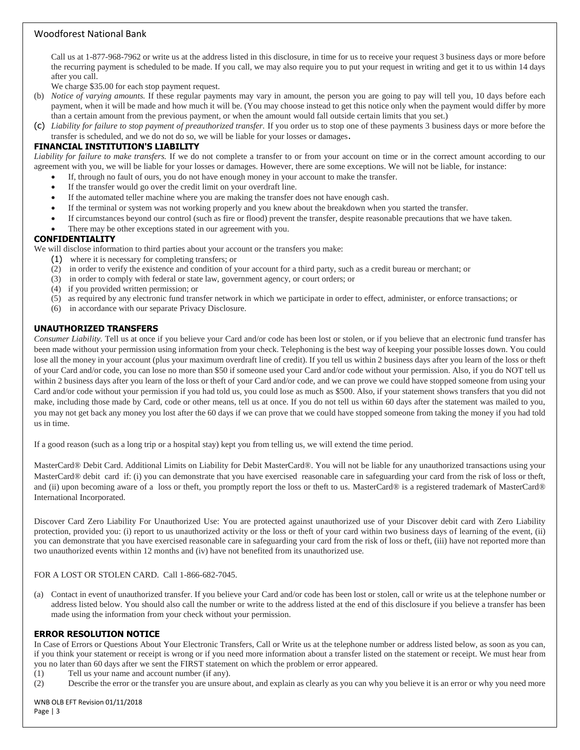Call us at 1-877-968-7962 or write us at the address listed in this disclosure, in time for us to receive your request 3 business days or more before the recurring payment is scheduled to be made. If you call, we may also require you to put your request in writing and get it to us within 14 days after you call.

We charge $35.00 for each stop payment request.

(b) *Notice of varying amounts.* If these regular payments may vary in amount, the person you are going to pay will tell you, 10 days before each payment, when it will be made and how much it will be. (You may choose instead to get this notice only when the payment would differ by more than a certain amount from the previous payment, or when the amount would fall outside certain limits that you set.)

(c) *Liability for failure to stop payment of preauthorized transfer.* If you order us to stop one of these payments 3 business days or more before the transfer is scheduled, and we do not do so, we will be liable for your losses or damages.

## FINANCIAL INSTITUTION'S LIABILITY

*Liability for failure to make transfers.* If we do not complete a transfer to or from your account on time or in the correct amount according to our agreement with you, we will be liable for your losses or damages. However, there are some exceptions. We will not be liable, for instance:

- If, through no fault of ours, you do not have enough money in your account to make the transfer.
- If the transfer would go over the credit limit on your overdraft line.
- If the automated teller machine where you are making the transfer does not have enough cash.
- If the terminal or system was not working properly and you knew about the breakdown when you started the transfer.
- If circumstances beyond our control (such as fire or flood) prevent the transfer, despite reasonable precautions that we have taken.
- There may be other exceptions stated in our agreement with you.

## CONFIDENTIALITY

We will disclose information to third parties about your account or the transfers you make:

(1) where it is necessary for completing transfers; or
(2) in order to verify the existence and condition of your account for a third party, such as a credit bureau or merchant; or
(3) in order to comply with federal or state law, government agency, or court orders; or
(4) if you provided written permission; or
(5) as required by any electronic fund transfer network in which we participate in order to effect, administer, or enforce transactions; or
(6) in accordance with our separate Privacy Disclosure.

## UNAUTHORIZED TRANSFERS

*Consumer Liability.* Tell us at once if you believe your Card and/or code has been lost or stolen, or if you believe that an electronic fund transfer has been made without your permission using information from your check. Telephoning is the best way of keeping your possible losses down. You could lose all the money in your account (plus your maximum overdraft line of credit). If you tell us within 2 business days after you learn of the loss or theft of your Card and/or code, you can lose no more than $50 if someone used your Card and/or code without your permission. Also, if you do NOT tell us within 2 business days after you learn of the loss or theft of your Card and/or code, and we can prove we could have stopped someone from using your Card and/or code without your permission if you had told us, you could lose as much as $500. Also, if your statement shows transfers that you did not make, including those made by Card, code or other means, tell us at once. If you do not tell us within 60 days after the statement was mailed to you, you may not get back any money you lost after the 60 days if we can prove that we could have stopped someone from taking the money if you had told us in time.

If a good reason (such as a long trip or a hospital stay) kept you from telling us, we will extend the time period.

MasterCard® Debit Card. Additional Limits on Liability for Debit MasterCard®. You will not be liable for any unauthorized transactions using your MasterCard® debit card if: (i) you can demonstrate that you have exercised reasonable care in safeguarding your card from the risk of loss or theft, and (ii) upon becoming aware of a loss or theft, you promptly report the loss or theft to us. MasterCard® is a registered trademark of MasterCard® International Incorporated.

Discover Card Zero Liability For Unauthorized Use: You are protected against unauthorized use of your Discover debit card with Zero Liability protection, provided you: (i) report to us unauthorized activity or the loss or theft of your card within two business days of learning of the event, (ii) you can demonstrate that you have exercised reasonable care in safeguarding your card from the risk of loss or theft, (iii) have not reported more than two unauthorized events within 12 months and (iv) have not benefited from its unauthorized use.

FOR A LOST OR STOLEN CARD. Call 1-866-682-7045.

(a) Contact in event of unauthorized transfer. If you believe your Card and/or code has been lost or stolen, call or write us at the telephone number or address listed below. You should also call the number or write to the address listed at the end of this disclosure if you believe a transfer has been made using the information from your check without your permission.

## ERROR RESOLUTION NOTICE

In Case of Errors or Questions About Your Electronic Transfers, Call or Write us at the telephone number or address listed below, as soon as you can, if you think your statement or receipt is wrong or if you need more information about a transfer listed on the statement or receipt. We must hear from you no later than 60 days after we sent the FIRST statement on which the problem or error appeared.

(1) Tell us your name and account number (if any).
(2) Describe the error or the transfer you are unsure about, and explain as clearly as you can why you believe it is an error or why you need more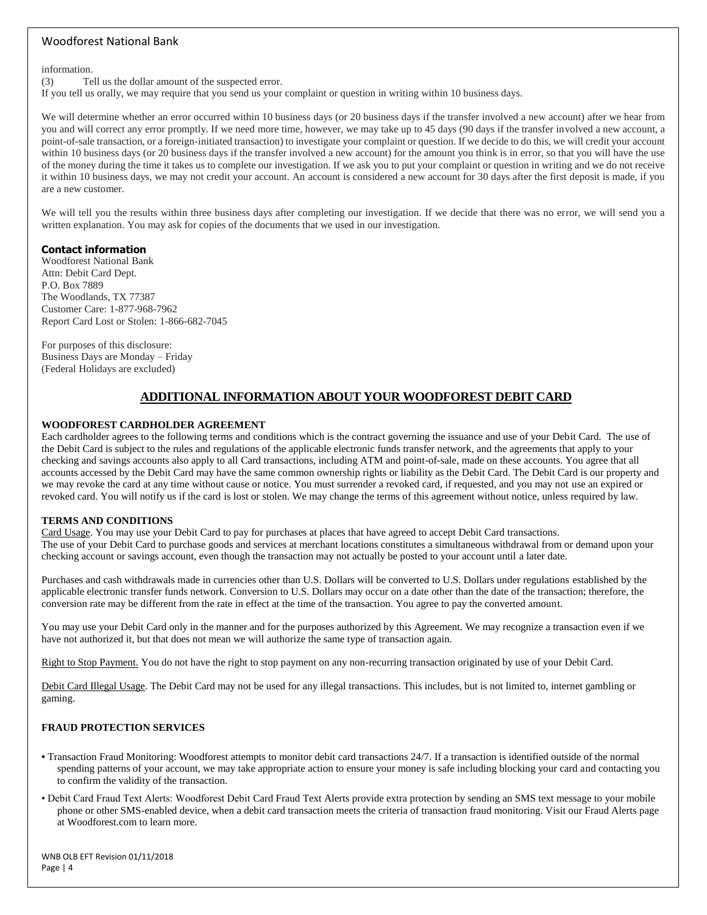information.

(3) Tell us the dollar amount of the suspected error.

If you tell us orally, we may require that you send us your complaint or question in writing within 10 business days.

We will determine whether an error occurred within 10 business days (or 20 business days if the transfer involved a new account) after we hear from you and will correct any error promptly. If we need more time, however, we may take up to 45 days (90 days if the transfer involved a new account, a point-of-sale transaction, or a foreign-initiated transaction) to investigate your complaint or question. If we decide to do this, we will credit your account within 10 business days (or 20 business days if the transfer involved a new account) for the amount you think is in error, so that you will have the use of the money during the time it takes us to complete our investigation. If we ask you to put your complaint or question in writing and we do not receive it within 10 business days, we may not credit your account. An account is considered a new account for 30 days after the first deposit is made, if you are a new customer.

We will tell you the results within three business days after completing our investigation. If we decide that there was no error, we will send you a written explanation. You may ask for copies of the documents that we used in our investigation.

**Contact information**

Woodforest National Bank
Attn: Debit Card Dept.
P.O. Box 7889
The Woodlands, TX 77387
Customer Care: 1-877-968-7962
Report Card Lost or Stolen: 1-866-682-7045

For purposes of this disclosure:
Business Days are Monday – Friday
(Federal Holidays are excluded)

## ADDITIONAL INFORMATION ABOUT YOUR WOODFOREST DEBIT CARD

**WOODFOREST CARDHOLDER AGREEMENT**

Each cardholder agrees to the following terms and conditions which is the contract governing the issuance and use of your Debit Card. The use of the Debit Card is subject to the rules and regulations of the applicable electronic funds transfer network, and the agreements that apply to your checking and savings accounts also apply to all Card transactions, including ATM and point-of-sale, made on these accounts. You agree that all accounts accessed by the Debit Card may have the same common ownership rights or liability as the Debit Card. The Debit Card is our property and we may revoke the card at any time without cause or notice. You must surrender a revoked card, if requested, and you may not use an expired or revoked card. You will notify us if the card is lost or stolen. We may change the terms of this agreement without notice, unless required by law.

**TERMS AND CONDITIONS**

Card Usage. You may use your Debit Card to pay for purchases at places that have agreed to accept Debit Card transactions.
The use of your Debit Card to purchase goods and services at merchant locations constitutes a simultaneous withdrawal from or demand upon your checking account or savings account, even though the transaction may not actually be posted to your account until a later date.

Purchases and cash withdrawals made in currencies other than U.S. Dollars will be converted to U.S. Dollars under regulations established by the applicable electronic transfer funds network. Conversion to U.S. Dollars may occur on a date other than the date of the transaction; therefore, the conversion rate may be different from the rate in effect at the time of the transaction. You agree to pay the converted amount.

You may use your Debit Card only in the manner and for the purposes authorized by this Agreement. We may recognize a transaction even if we have not authorized it, but that does not mean we will authorize the same type of transaction again.

Right to Stop Payment. You do not have the right to stop payment on any non-recurring transaction originated by use of your Debit Card.

Debit Card Illegal Usage. The Debit Card may not be used for any illegal transactions. This includes, but is not limited to, internet gambling or gaming.

**FRAUD PROTECTION SERVICES**

- Transaction Fraud Monitoring: Woodforest attempts to monitor debit card transactions 24/7. If a transaction is identified outside of the normal spending patterns of your account, we may take appropriate action to ensure your money is safe including blocking your card and contacting you to confirm the validity of the transaction.
- Debit Card Fraud Text Alerts: Woodforest Debit Card Fraud Text Alerts provide extra protection by sending an SMS text message to your mobile phone or other SMS-enabled device, when a debit card transaction meets the criteria of transaction fraud monitoring. Visit our Fraud Alerts page at Woodforest.com to learn more.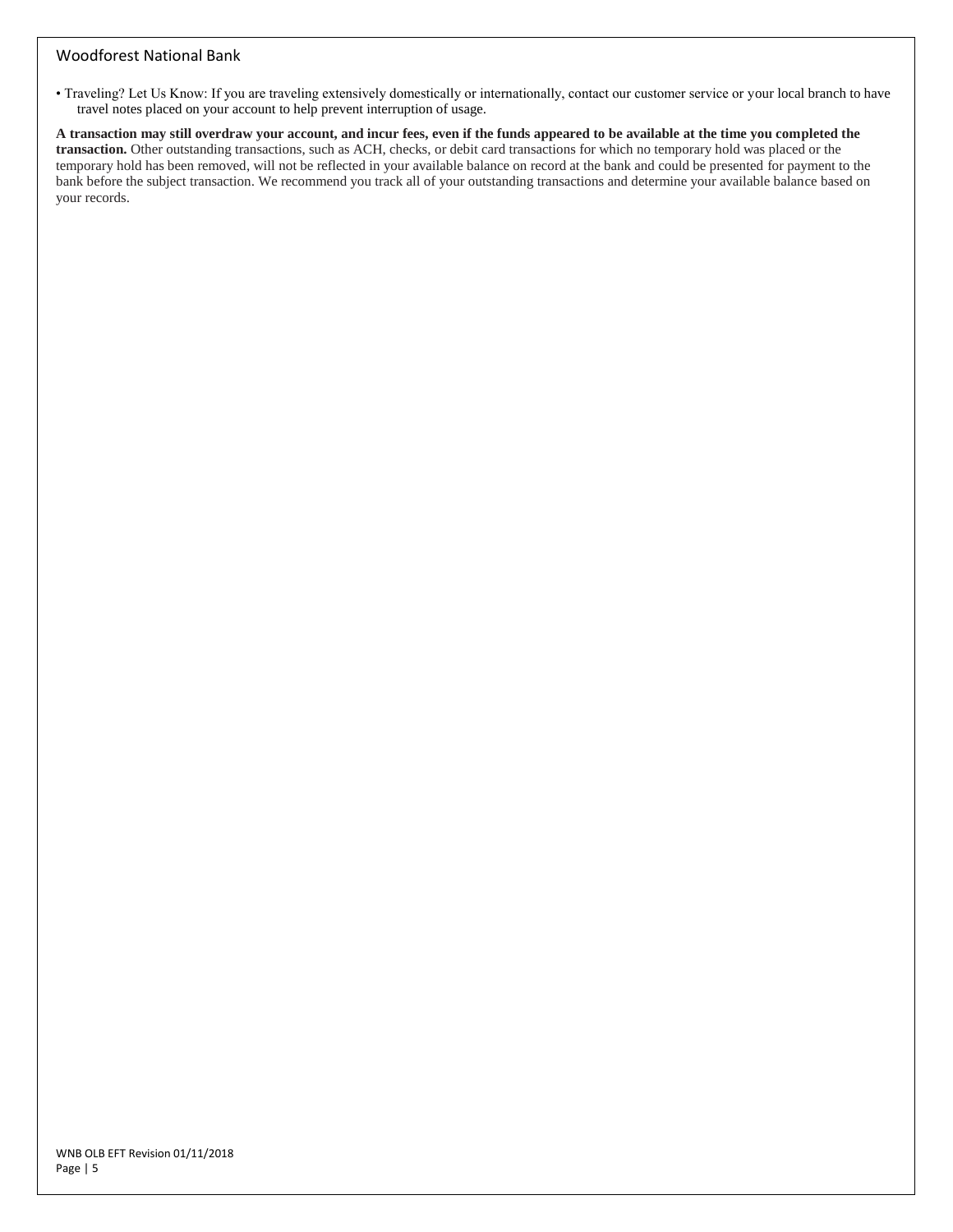- Traveling? Let Us Know: If you are traveling extensively domestically or internationally, contact our customer service or your local branch to have travel notes placed on your account to help prevent interruption of usage.

**A transaction may still overdraw your account, and incur fees, even if the funds appeared to be available at the time you completed the transaction.** Other outstanding transactions, such as ACH, checks, or debit card transactions for which no temporary hold was placed or the temporary hold has been removed, will not be reflected in your available balance on record at the bank and could be presented for payment to the bank before the subject transaction. We recommend you track all of your outstanding transactions and determine your available balance based on your records.